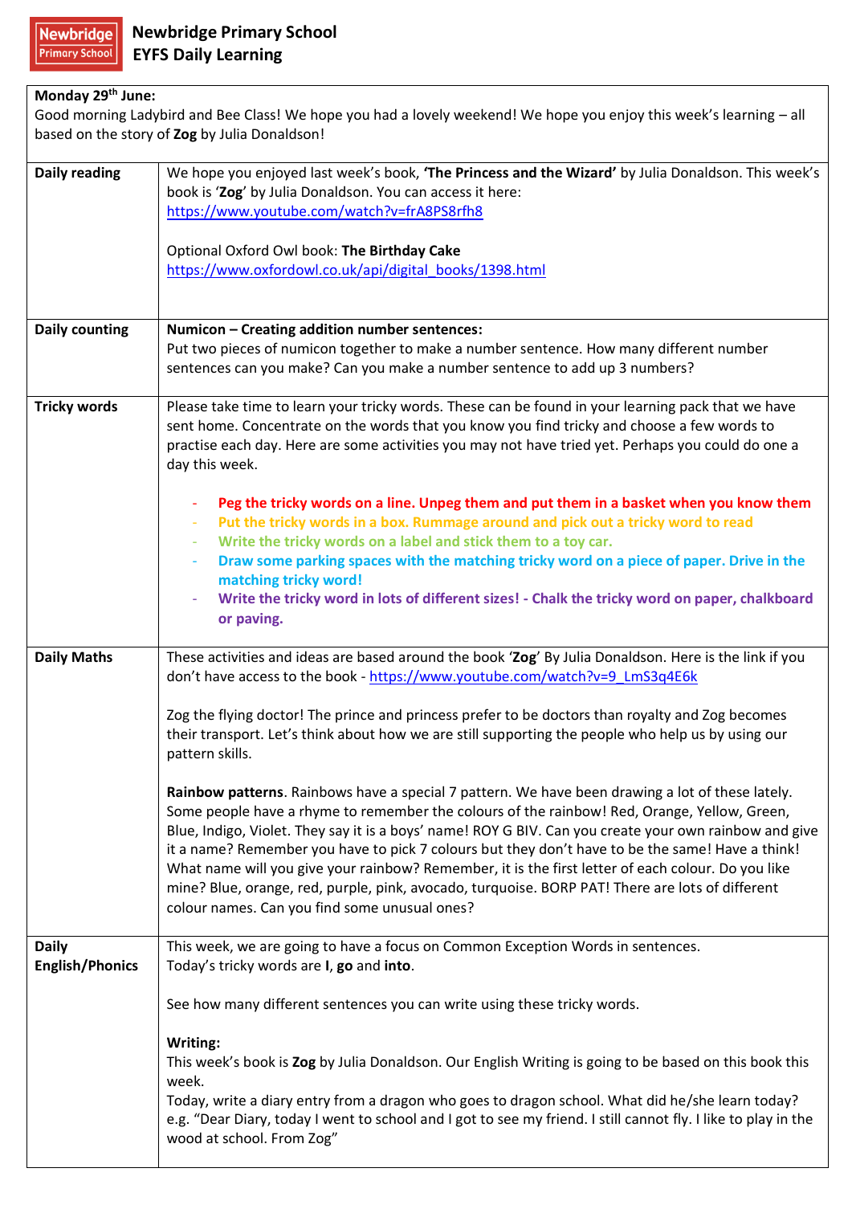**Newbridge Primary School**
**EYFS Daily Learning**

| | |
|---|---|
| **Monday 29th June:** Good morning Ladybird and Bee Class! We hope you had a lovely weekend! We hope you enjoy this week's learning – all based on the story of **Zog** by Julia Donaldson! | |
| **Daily reading** | We hope you enjoyed last week's book, **'The Princess and the Wizard'** by Julia Donaldson. This week's book is '**Zog**' by Julia Donaldson. You can access it here: https://www.youtube.com/watch?v=frA8PS8rfh8<br><br>Optional Oxford Owl book: **The Birthday Cake** https://www.oxfordowl.co.uk/api/digital_books/1398.html |
| **Daily counting** | **Numicon – Creating addition number sentences:** Put two pieces of numicon together to make a number sentence. How many different number sentences can you make? Can you make a number sentence to add up 3 numbers? |
| **Tricky words** | Please take time to learn your tricky words. These can be found in your learning pack that we have sent home. Concentrate on the words that you know you find tricky and choose a few words to practise each day. Here are some activities you may not have tried yet. Perhaps you could do one a day this week.<br><br>- **Peg the tricky words on a line. Unpeg them and put them in a basket when you know them**<br>- **Put the tricky words in a box. Rummage around and pick out a tricky word to read**<br>- **Write the tricky words on a label and stick them to a toy car.**<br>- **Draw some parking spaces with the matching tricky word on a piece of paper. Drive in the matching tricky word!**<br>- **Write the tricky word in lots of different sizes! - Chalk the tricky word on paper, chalkboard or paving.** |
| **Daily Maths** | These activities and ideas are based around the book '**Zog**' By Julia Donaldson. Here is the link if you don't have access to the book - https://www.youtube.com/watch?v=9_LmS3q4E6k<br><br>Zog the flying doctor! The prince and princess prefer to be doctors than royalty and Zog becomes their transport. Let's think about how we are still supporting the people who help us by using our pattern skills.<br><br>**Rainbow patterns**. Rainbows have a special 7 pattern. We have been drawing a lot of these lately. Some people have a rhyme to remember the colours of the rainbow! Red, Orange, Yellow, Green, Blue, Indigo, Violet. They say it is a boys' name! ROY G BIV. Can you create your own rainbow and give it a name? Remember you have to pick 7 colours but they don't have to be the same! Have a think! What name will you give your rainbow? Remember, it is the first letter of each colour. Do you like mine? Blue, orange, red, purple, pink, avocado, turquoise. BORP PAT! There are lots of different colour names. Can you find some unusual ones? |
| **Daily English/Phonics** | This week, we are going to have a focus on Common Exception Words in sentences. Today's tricky words are **I**, **go** and **into**.<br><br>See how many different sentences you can write using these tricky words.<br><br>**Writing:**<br>This week's book is **Zog** by Julia Donaldson. Our English Writing is going to be based on this book this week.<br>Today, write a diary entry from a dragon who goes to dragon school. What did he/she learn today? e.g. "Dear Diary, today I went to school and I got to see my friend. I still cannot fly. I like to play in the wood at school. From Zog" |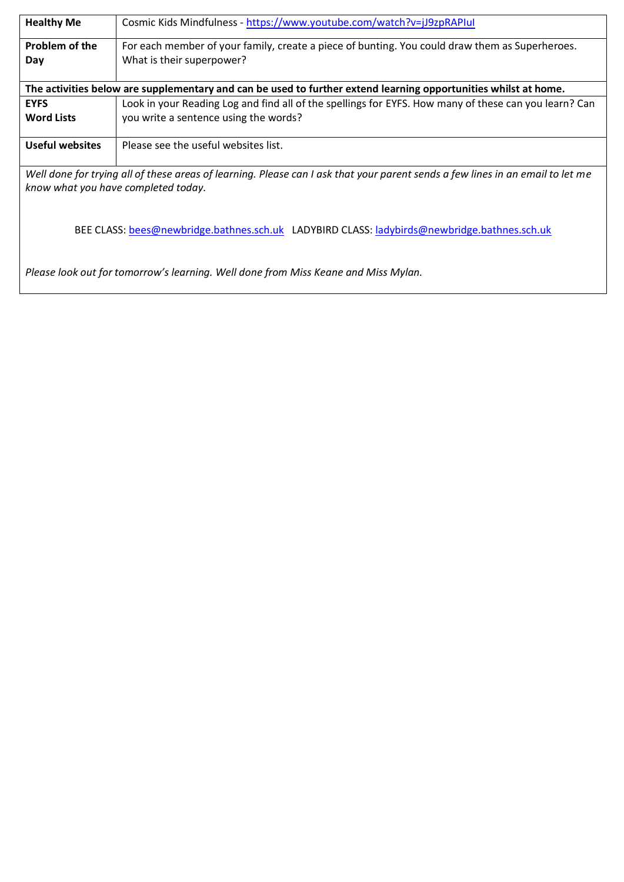| | |
|---|---|
| **Healthy Me** | Cosmic Kids Mindfulness - https://www.youtube.com/watch?v=jJ9zpRAPIuI |
| **Problem of the Day** | For each member of your family, create a piece of bunting. You could draw them as Superheroes. What is their superpower? |
| **The activities below are supplementary and can be used to further extend learning opportunities whilst at home.** | |
| **EYFS Word Lists** | Look in your Reading Log and find all of the spellings for EYFS. How many of these can you learn? Can you write a sentence using the words? |
| **Useful websites** | Please see the useful websites list. |

*Well done for trying all of these areas of learning. Please can I ask that your parent sends a few lines in an email to let me know what you have completed today.*

BEE CLASS: bees@newbridge.bathnes.sch.uk LADYBIRD CLASS: ladybirds@newbridge.bathnes.sch.uk

*Please look out for tomorrow's learning. Well done from Miss Keane and Miss Mylan.*